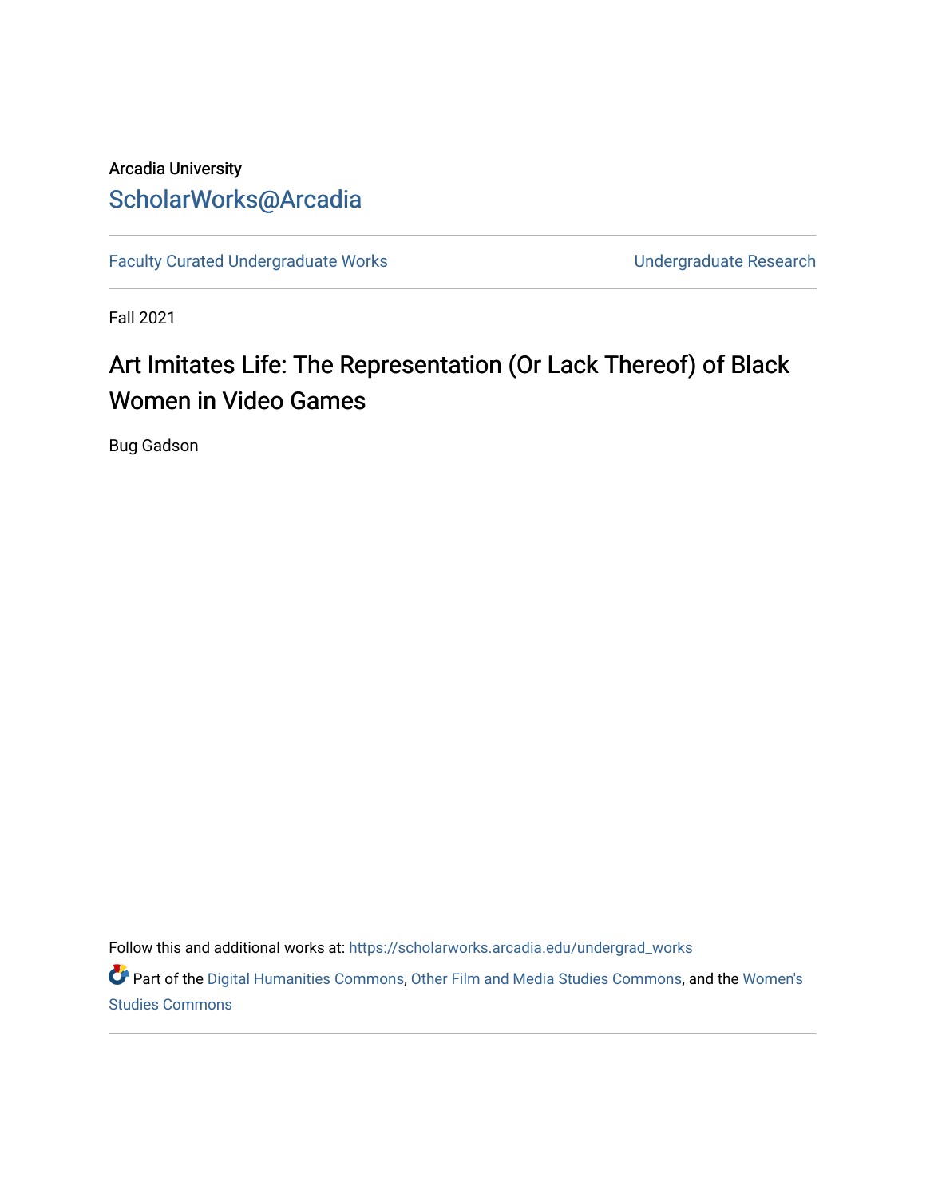Arcadia University

ScholarWorks@Arcadia

Faculty Curated Undergraduate Works | Undergraduate Research

Fall 2021

# Art Imitates Life: The Representation (Or Lack Thereof) of Black Women in Video Games

Bug Gadson

Follow this and additional works at: https://scholarworks.arcadia.edu/undergrad_works

Part of the Digital Humanities Commons, Other Film and Media Studies Commons, and the Women's Studies Commons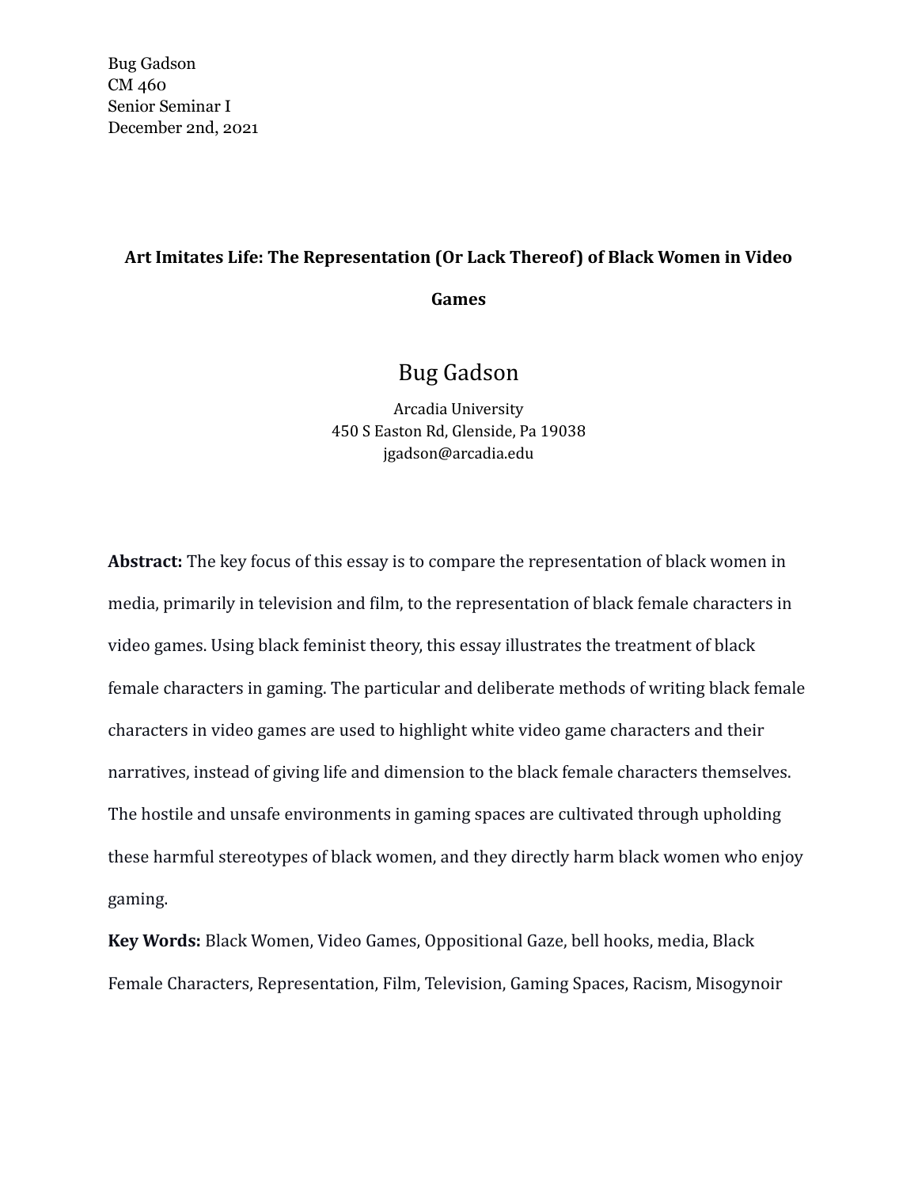Bug Gadson
CM 460
Senior Seminar I
December 2nd, 2021

# Art Imitates Life: The Representation (Or Lack Thereof) of Black Women in Video Games

Bug Gadson

Arcadia University
450 S Easton Rd, Glenside, Pa 19038
jgadson@arcadia.edu

**Abstract:** The key focus of this essay is to compare the representation of black women in media, primarily in television and film, to the representation of black female characters in video games. Using black feminist theory, this essay illustrates the treatment of black female characters in gaming. The particular and deliberate methods of writing black female characters in video games are used to highlight white video game characters and their narratives, instead of giving life and dimension to the black female characters themselves. The hostile and unsafe environments in gaming spaces are cultivated through upholding these harmful stereotypes of black women, and they directly harm black women who enjoy gaming.

**Key Words:** Black Women, Video Games, Oppositional Gaze, bell hooks, media, Black Female Characters, Representation, Film, Television, Gaming Spaces, Racism, Misogynoir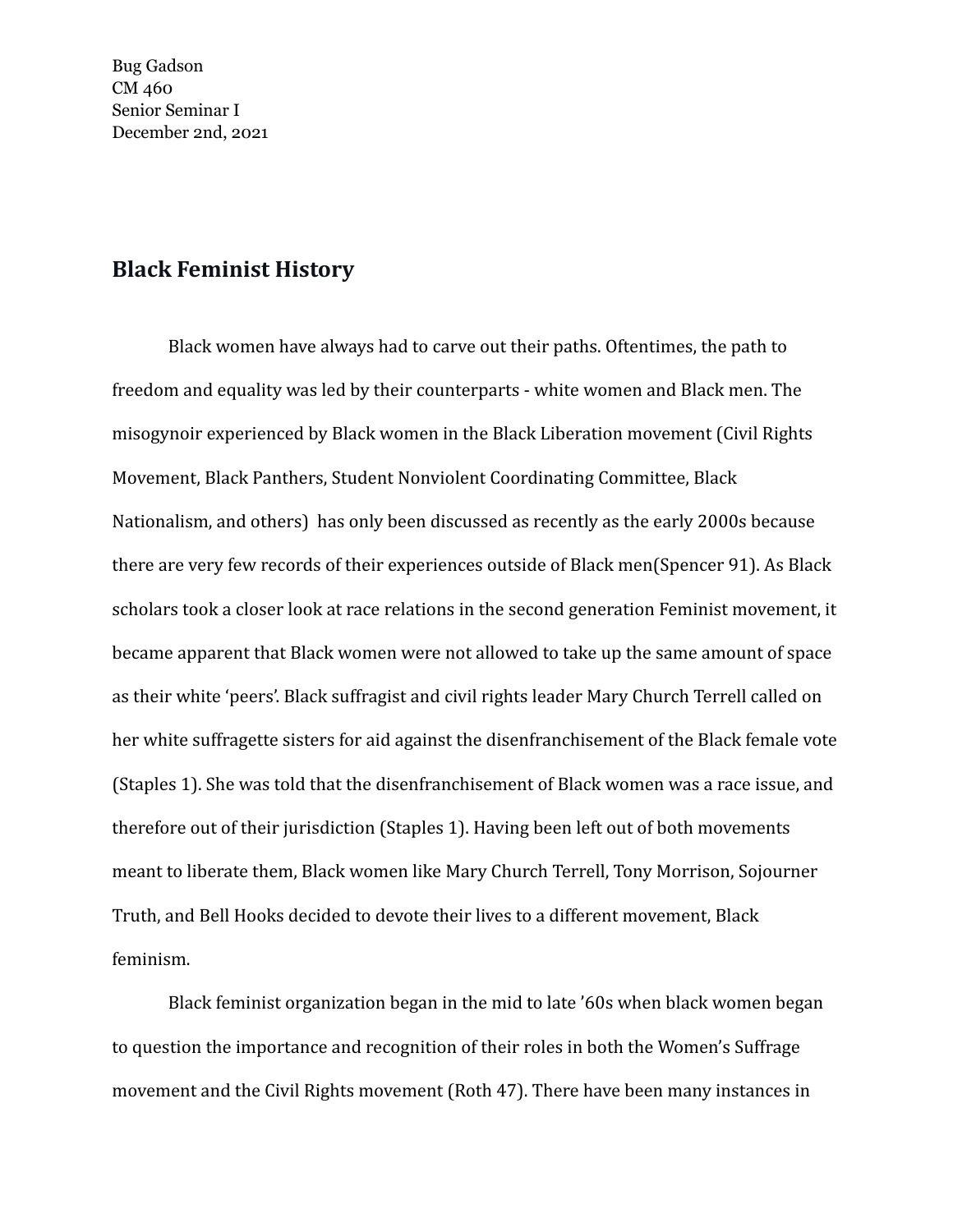Bug Gadson
CM 460
Senior Seminar I
December 2nd, 2021

## Black Feminist History

Black women have always had to carve out their paths. Oftentimes, the path to freedom and equality was led by their counterparts - white women and Black men. The misogynoir experienced by Black women in the Black Liberation movement (Civil Rights Movement, Black Panthers, Student Nonviolent Coordinating Committee, Black Nationalism, and others) has only been discussed as recently as the early 2000s because there are very few records of their experiences outside of Black men(Spencer 91). As Black scholars took a closer look at race relations in the second generation Feminist movement, it became apparent that Black women were not allowed to take up the same amount of space as their white 'peers'. Black suffragist and civil rights leader Mary Church Terrell called on her white suffragette sisters for aid against the disenfranchisement of the Black female vote (Staples 1). She was told that the disenfranchisement of Black women was a race issue, and therefore out of their jurisdiction (Staples 1). Having been left out of both movements meant to liberate them, Black women like Mary Church Terrell, Tony Morrison, Sojourner Truth, and Bell Hooks decided to devote their lives to a different movement, Black feminism.

Black feminist organization began in the mid to late '60s when black women began to question the importance and recognition of their roles in both the Women's Suffrage movement and the Civil Rights movement (Roth 47). There have been many instances in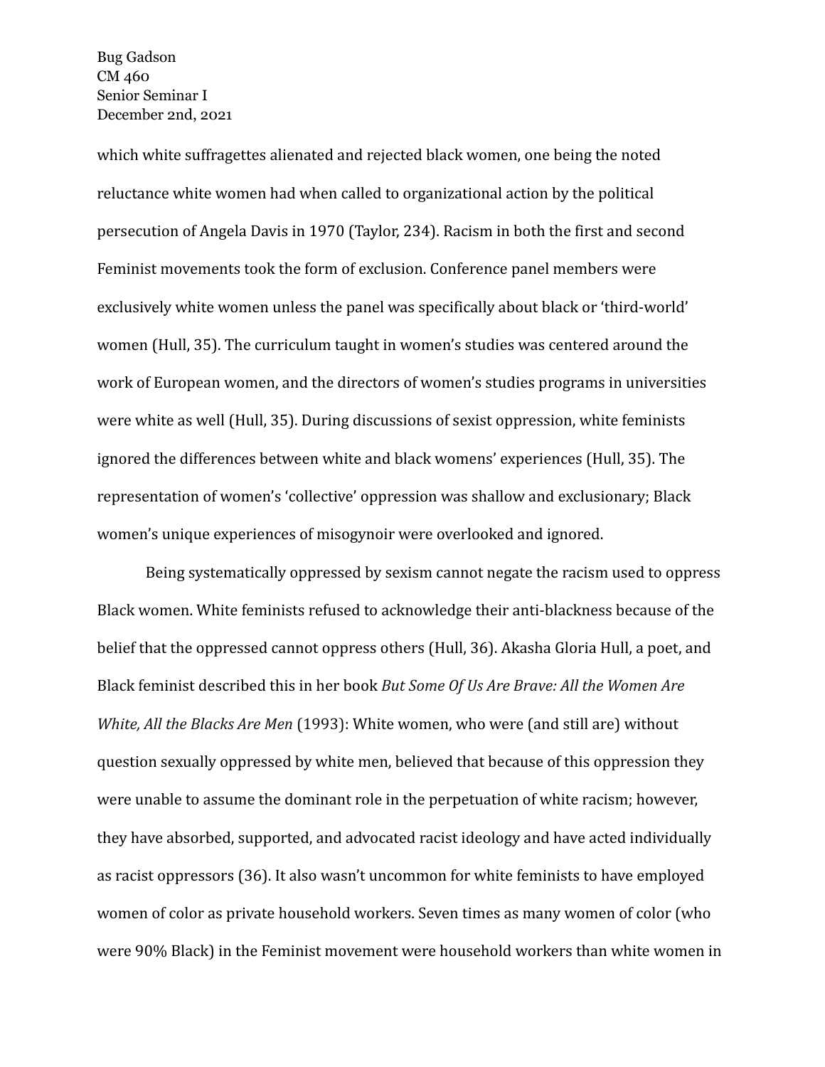which white suffragettes alienated and rejected black women, one being the noted reluctance white women had when called to organizational action by the political persecution of Angela Davis in 1970 (Taylor, 234). Racism in both the first and second Feminist movements took the form of exclusion. Conference panel members were exclusively white women unless the panel was specifically about black or 'third-world' women (Hull, 35). The curriculum taught in women's studies was centered around the work of European women, and the directors of women's studies programs in universities were white as well (Hull, 35). During discussions of sexist oppression, white feminists ignored the differences between white and black womens' experiences (Hull, 35). The representation of women's 'collective' oppression was shallow and exclusionary; Black women's unique experiences of misogynoir were overlooked and ignored.

Being systematically oppressed by sexism cannot negate the racism used to oppress Black women. White feminists refused to acknowledge their anti-blackness because of the belief that the oppressed cannot oppress others (Hull, 36). Akasha Gloria Hull, a poet, and Black feminist described this in her book *But Some Of Us Are Brave: All the Women Are White, All the Blacks Are Men* (1993): White women, who were (and still are) without question sexually oppressed by white men, believed that because of this oppression they were unable to assume the dominant role in the perpetuation of white racism; however, they have absorbed, supported, and advocated racist ideology and have acted individually as racist oppressors (36). It also wasn't uncommon for white feminists to have employed women of color as private household workers. Seven times as many women of color (who were 90% Black) in the Feminist movement were household workers than white women in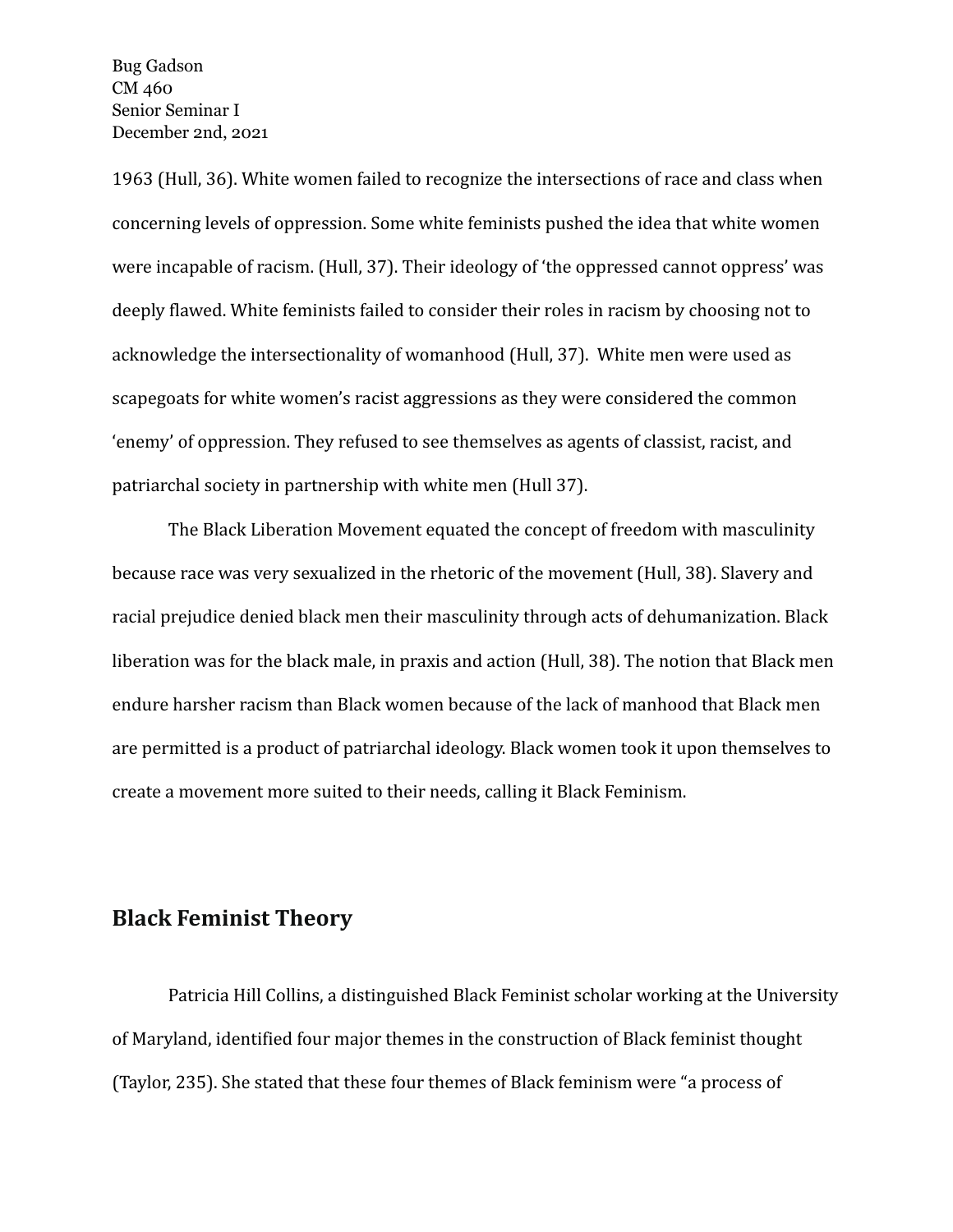1963 (Hull, 36). White women failed to recognize the intersections of race and class when concerning levels of oppression. Some white feminists pushed the idea that white women were incapable of racism. (Hull, 37). Their ideology of 'the oppressed cannot oppress' was deeply flawed. White feminists failed to consider their roles in racism by choosing not to acknowledge the intersectionality of womanhood (Hull, 37). White men were used as scapegoats for white women's racist aggressions as they were considered the common 'enemy' of oppression. They refused to see themselves as agents of classist, racist, and patriarchal society in partnership with white men (Hull 37).

The Black Liberation Movement equated the concept of freedom with masculinity because race was very sexualized in the rhetoric of the movement (Hull, 38). Slavery and racial prejudice denied black men their masculinity through acts of dehumanization. Black liberation was for the black male, in praxis and action (Hull, 38). The notion that Black men endure harsher racism than Black women because of the lack of manhood that Black men are permitted is a product of patriarchal ideology. Black women took it upon themselves to create a movement more suited to their needs, calling it Black Feminism.

## Black Feminist Theory

Patricia Hill Collins, a distinguished Black Feminist scholar working at the University of Maryland, identified four major themes in the construction of Black feminist thought (Taylor, 235). She stated that these four themes of Black feminism were "a process of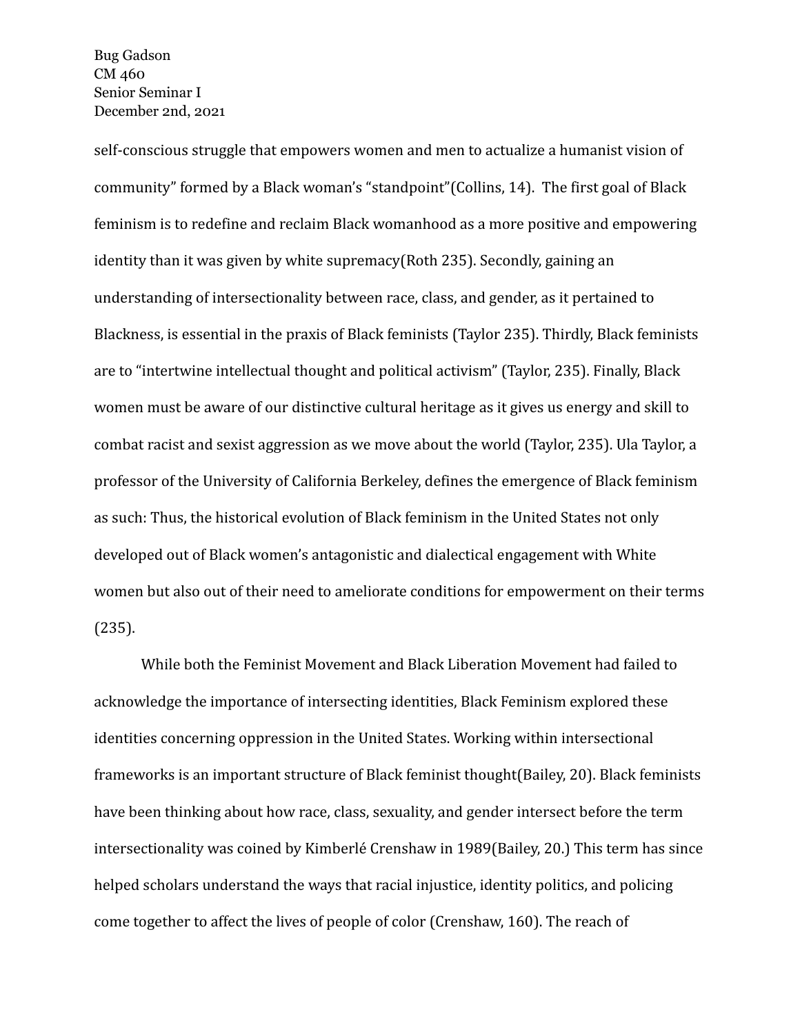Bug Gadson
CM 460
Senior Seminar I
December 2nd, 2021

self-conscious struggle that empowers women and men to actualize a humanist vision of community" formed by a Black woman's "standpoint"(Collins, 14). The first goal of Black feminism is to redefine and reclaim Black womanhood as a more positive and empowering identity than it was given by white supremacy(Roth 235). Secondly, gaining an understanding of intersectionality between race, class, and gender, as it pertained to Blackness, is essential in the praxis of Black feminists (Taylor 235). Thirdly, Black feminists are to "intertwine intellectual thought and political activism" (Taylor, 235). Finally, Black women must be aware of our distinctive cultural heritage as it gives us energy and skill to combat racist and sexist aggression as we move about the world (Taylor, 235). Ula Taylor, a professor of the University of California Berkeley, defines the emergence of Black feminism as such: Thus, the historical evolution of Black feminism in the United States not only developed out of Black women's antagonistic and dialectical engagement with White women but also out of their need to ameliorate conditions for empowerment on their terms (235).

While both the Feminist Movement and Black Liberation Movement had failed to acknowledge the importance of intersecting identities, Black Feminism explored these identities concerning oppression in the United States. Working within intersectional frameworks is an important structure of Black feminist thought(Bailey, 20). Black feminists have been thinking about how race, class, sexuality, and gender intersect before the term intersectionality was coined by Kimberlé Crenshaw in 1989(Bailey, 20.) This term has since helped scholars understand the ways that racial injustice, identity politics, and policing come together to affect the lives of people of color (Crenshaw, 160). The reach of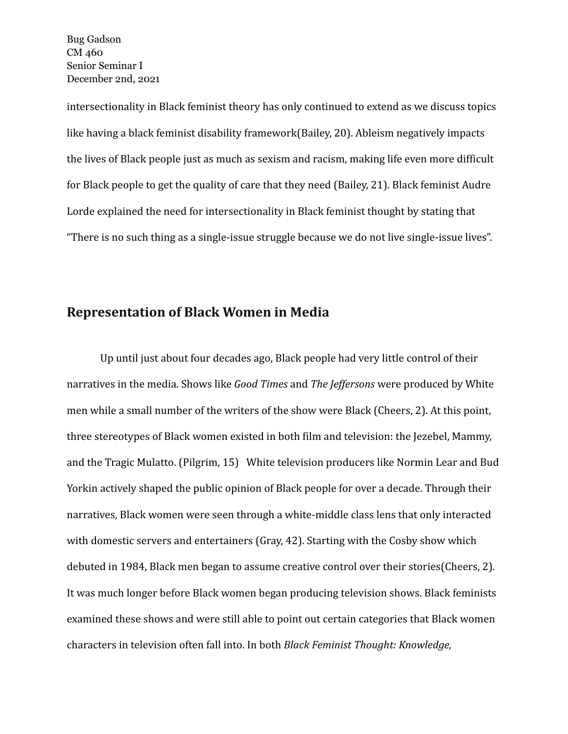intersectionality in Black feminist theory has only continued to extend as we discuss topics like having a black feminist disability framework(Bailey, 20). Ableism negatively impacts the lives of Black people just as much as sexism and racism, making life even more difficult for Black people to get the quality of care that they need (Bailey, 21). Black feminist Audre Lorde explained the need for intersectionality in Black feminist thought by stating that "There is no such thing as a single-issue struggle because we do not live single-issue lives".

## Representation of Black Women in Media

Up until just about four decades ago, Black people had very little control of their narratives in the media. Shows like *Good Times* and *The Jeffersons* were produced by White men while a small number of the writers of the show were Black (Cheers, 2). At this point, three stereotypes of Black women existed in both film and television: the Jezebel, Mammy, and the Tragic Mulatto. (Pilgrim, 15) White television producers like Normin Lear and Bud Yorkin actively shaped the public opinion of Black people for over a decade. Through their narratives, Black women were seen through a white-middle class lens that only interacted with domestic servers and entertainers (Gray, 42). Starting with the Cosby show which debuted in 1984, Black men began to assume creative control over their stories(Cheers, 2). It was much longer before Black women began producing television shows. Black feminists examined these shows and were still able to point out certain categories that Black women characters in television often fall into. In both *Black Feminist Thought: Knowledge,*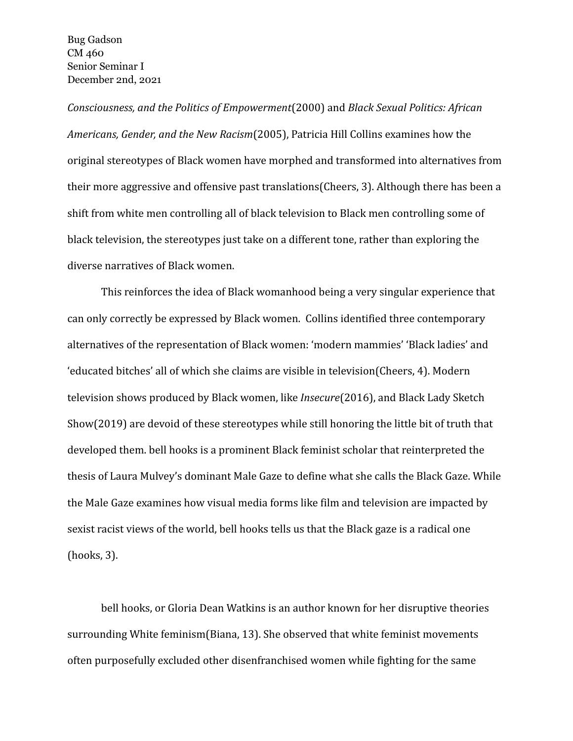Bug Gadson
CM 460
Senior Seminar I
December 2nd, 2021

*Consciousness, and the Politics of Empowerment*(2000) and *Black Sexual Politics: African Americans, Gender, and the New Racism*(2005), Patricia Hill Collins examines how the original stereotypes of Black women have morphed and transformed into alternatives from their more aggressive and offensive past translations(Cheers, 3). Although there has been a shift from white men controlling all of black television to Black men controlling some of black television, the stereotypes just take on a different tone, rather than exploring the diverse narratives of Black women.

This reinforces the idea of Black womanhood being a very singular experience that can only correctly be expressed by Black women. Collins identified three contemporary alternatives of the representation of Black women: 'modern mammies' 'Black ladies' and 'educated bitches' all of which she claims are visible in television(Cheers, 4). Modern television shows produced by Black women, like *Insecure*(2016), and Black Lady Sketch Show(2019) are devoid of these stereotypes while still honoring the little bit of truth that developed them. bell hooks is a prominent Black feminist scholar that reinterpreted the thesis of Laura Mulvey's dominant Male Gaze to define what she calls the Black Gaze. While the Male Gaze examines how visual media forms like film and television are impacted by sexist racist views of the world, bell hooks tells us that the Black gaze is a radical one (hooks, 3).

bell hooks, or Gloria Dean Watkins is an author known for her disruptive theories surrounding White feminism(Biana, 13). She observed that white feminist movements often purposefully excluded other disenfranchised women while fighting for the same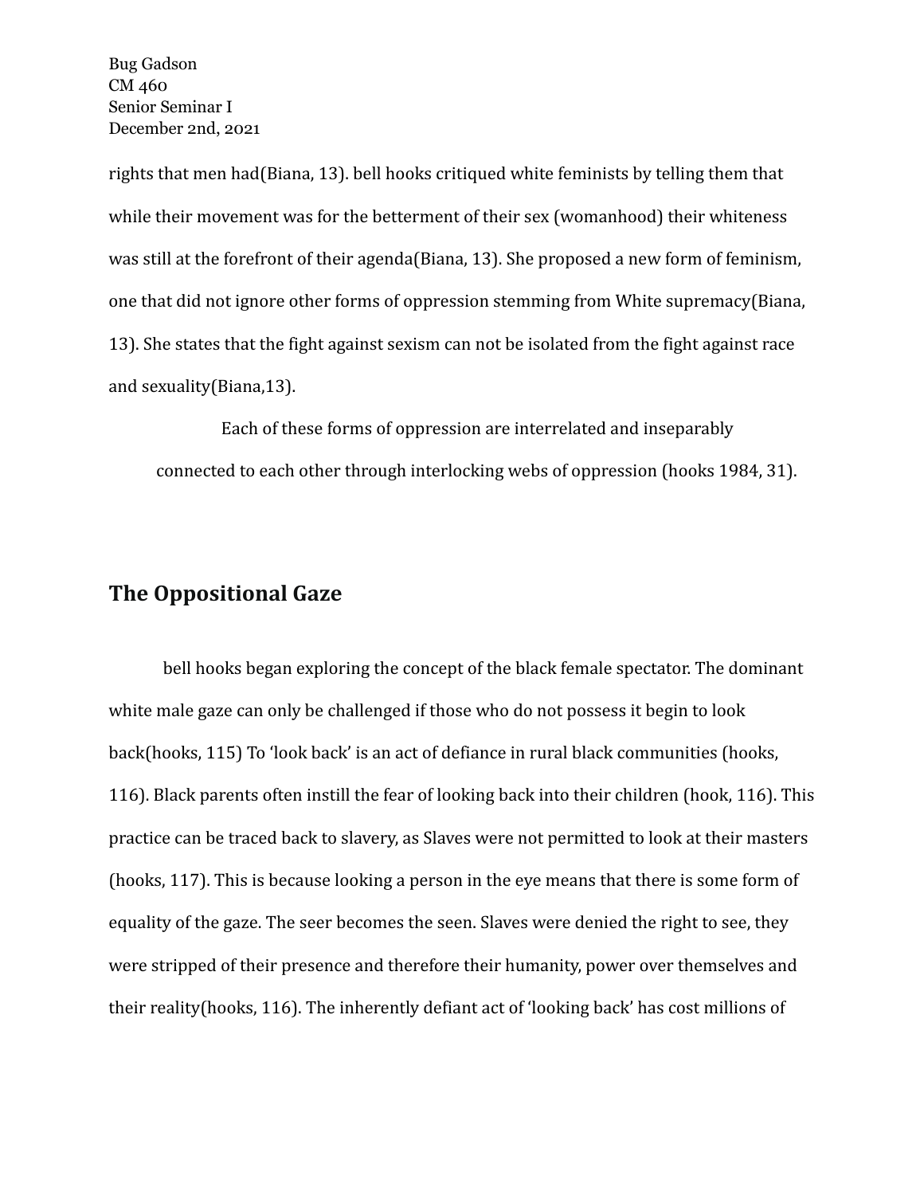rights that men had(Biana, 13). bell hooks critiqued white feminists by telling them that while their movement was for the betterment of their sex (womanhood) their whiteness was still at the forefront of their agenda(Biana, 13). She proposed a new form of feminism, one that did not ignore other forms of oppression stemming from White supremacy(Biana, 13). She states that the fight against sexism can not be isolated from the fight against race and sexuality(Biana,13).

> Each of these forms of oppression are interrelated and inseparably connected to each other through interlocking webs of oppression (hooks 1984, 31).

## The Oppositional Gaze

bell hooks began exploring the concept of the black female spectator. The dominant white male gaze can only be challenged if those who do not possess it begin to look back(hooks, 115) To 'look back' is an act of defiance in rural black communities (hooks, 116). Black parents often instill the fear of looking back into their children (hook, 116). This practice can be traced back to slavery, as Slaves were not permitted to look at their masters (hooks, 117). This is because looking a person in the eye means that there is some form of equality of the gaze. The seer becomes the seen. Slaves were denied the right to see, they were stripped of their presence and therefore their humanity, power over themselves and their reality(hooks, 116). The inherently defiant act of 'looking back' has cost millions of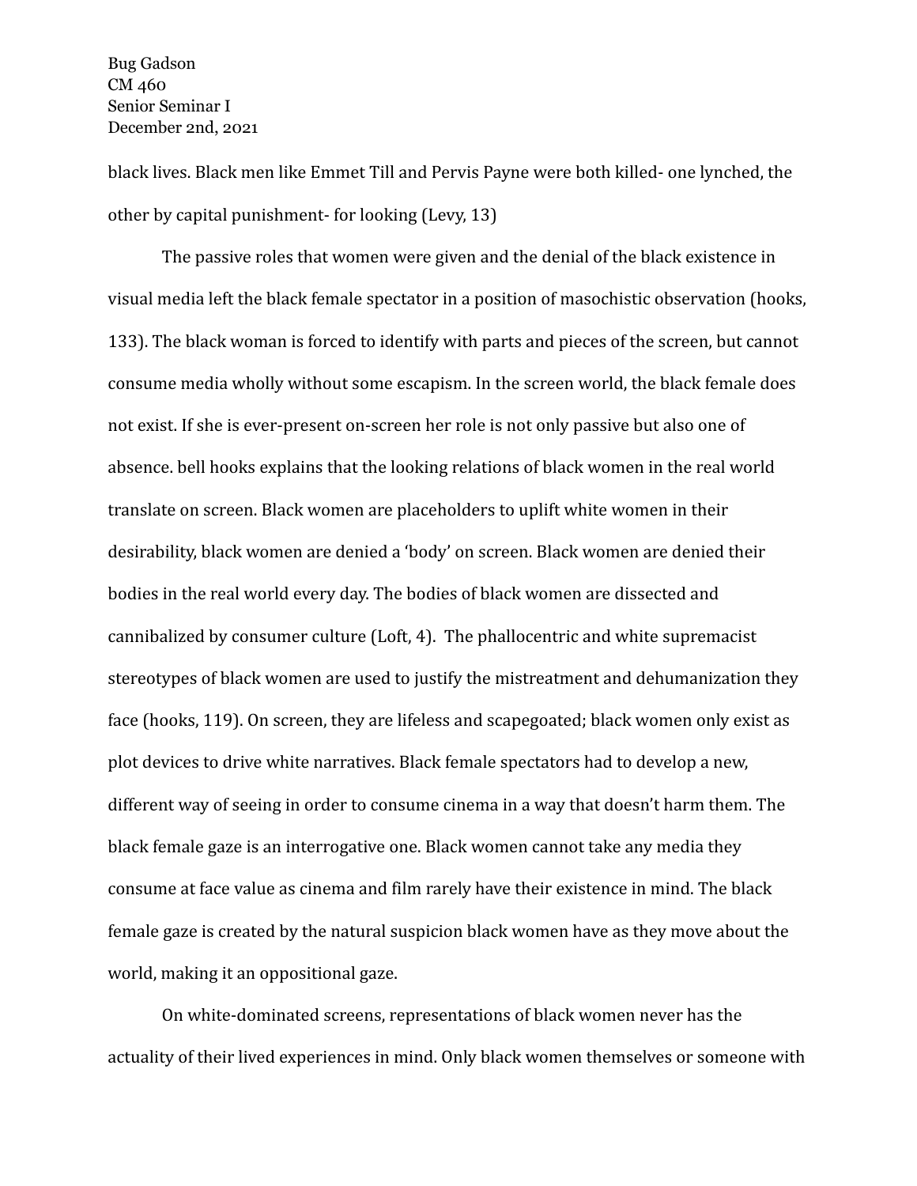black lives. Black men like Emmet Till and Pervis Payne were both killed- one lynched, the other by capital punishment- for looking (Levy, 13)

The passive roles that women were given and the denial of the black existence in visual media left the black female spectator in a position of masochistic observation (hooks, 133). The black woman is forced to identify with parts and pieces of the screen, but cannot consume media wholly without some escapism. In the screen world, the black female does not exist. If she is ever-present on-screen her role is not only passive but also one of absence. bell hooks explains that the looking relations of black women in the real world translate on screen. Black women are placeholders to uplift white women in their desirability, black women are denied a 'body' on screen. Black women are denied their bodies in the real world every day. The bodies of black women are dissected and cannibalized by consumer culture (Loft, 4). The phallocentric and white supremacist stereotypes of black women are used to justify the mistreatment and dehumanization they face (hooks, 119). On screen, they are lifeless and scapegoated; black women only exist as plot devices to drive white narratives. Black female spectators had to develop a new, different way of seeing in order to consume cinema in a way that doesn't harm them. The black female gaze is an interrogative one. Black women cannot take any media they consume at face value as cinema and film rarely have their existence in mind. The black female gaze is created by the natural suspicion black women have as they move about the world, making it an oppositional gaze.

On white-dominated screens, representations of black women never has the actuality of their lived experiences in mind. Only black women themselves or someone with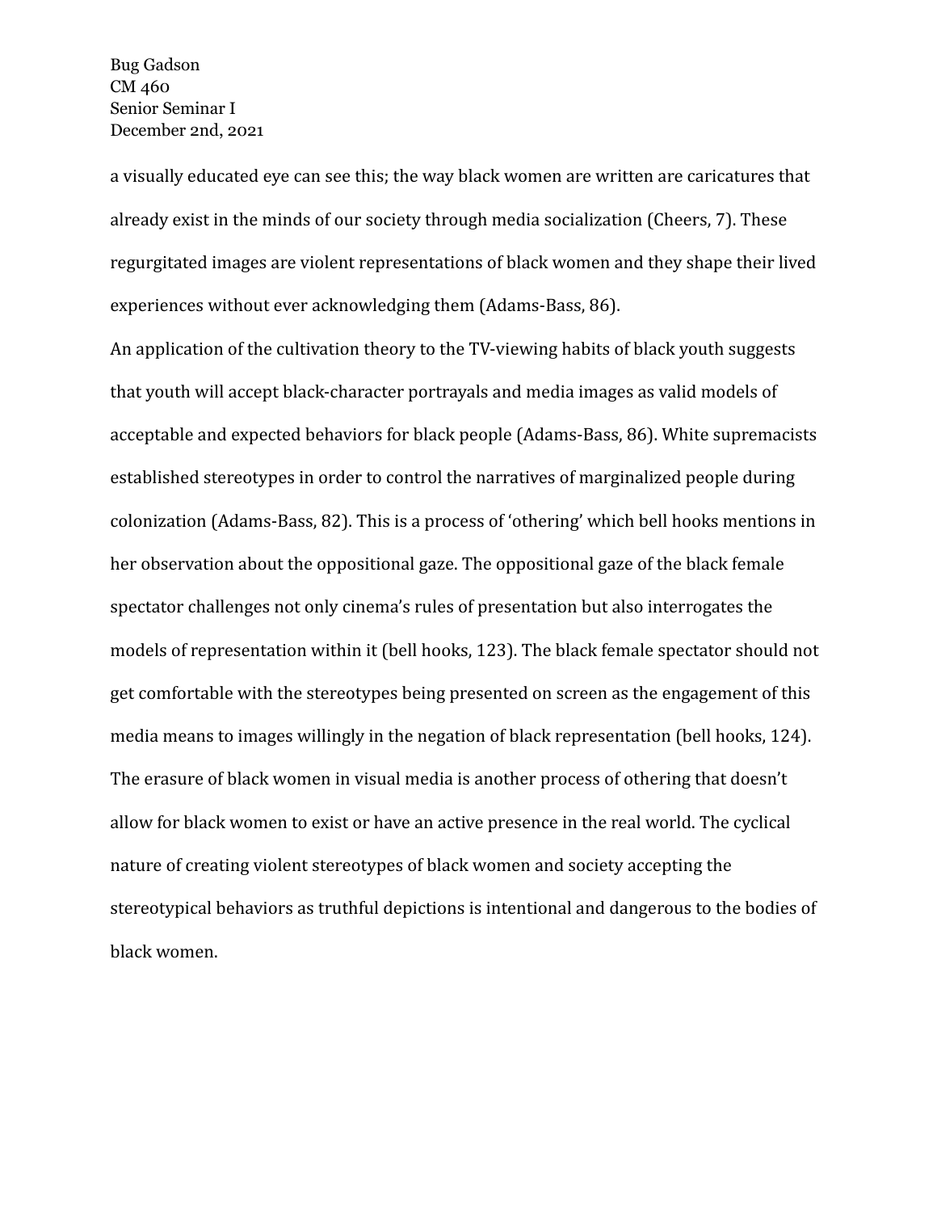a visually educated eye can see this; the way black women are written are caricatures that already exist in the minds of our society through media socialization (Cheers, 7). These regurgitated images are violent representations of black women and they shape their lived experiences without ever acknowledging them (Adams-Bass, 86).

An application of the cultivation theory to the TV-viewing habits of black youth suggests that youth will accept black-character portrayals and media images as valid models of acceptable and expected behaviors for black people (Adams-Bass, 86). White supremacists established stereotypes in order to control the narratives of marginalized people during colonization (Adams-Bass, 82). This is a process of 'othering' which bell hooks mentions in her observation about the oppositional gaze. The oppositional gaze of the black female spectator challenges not only cinema's rules of presentation but also interrogates the models of representation within it (bell hooks, 123). The black female spectator should not get comfortable with the stereotypes being presented on screen as the engagement of this media means to images willingly in the negation of black representation (bell hooks, 124). The erasure of black women in visual media is another process of othering that doesn't allow for black women to exist or have an active presence in the real world. The cyclical nature of creating violent stereotypes of black women and society accepting the stereotypical behaviors as truthful depictions is intentional and dangerous to the bodies of black women.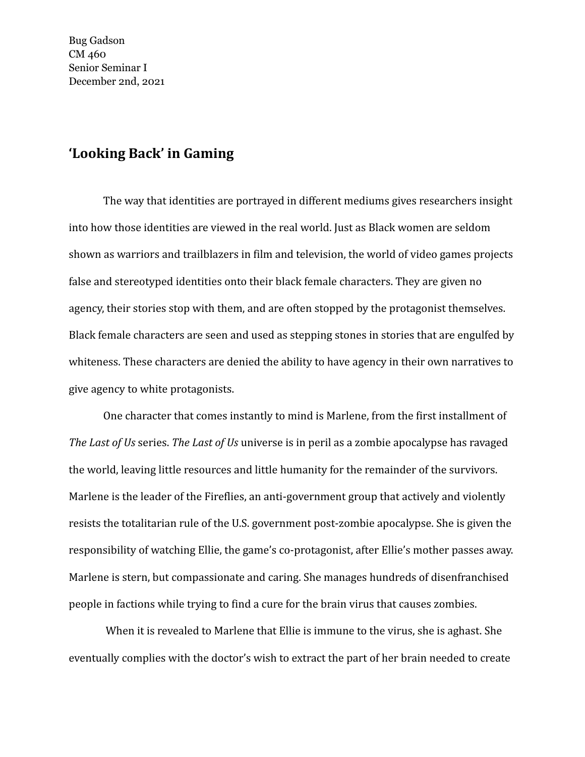Bug Gadson
CM 460
Senior Seminar I
December 2nd, 2021

## 'Looking Back' in Gaming

The way that identities are portrayed in different mediums gives researchers insight into how those identities are viewed in the real world. Just as Black women are seldom shown as warriors and trailblazers in film and television, the world of video games projects false and stereotyped identities onto their black female characters. They are given no agency, their stories stop with them, and are often stopped by the protagonist themselves. Black female characters are seen and used as stepping stones in stories that are engulfed by whiteness. These characters are denied the ability to have agency in their own narratives to give agency to white protagonists.

One character that comes instantly to mind is Marlene, from the first installment of *The Last of Us* series. *The Last of Us* universe is in peril as a zombie apocalypse has ravaged the world, leaving little resources and little humanity for the remainder of the survivors. Marlene is the leader of the Fireflies, an anti-government group that actively and violently resists the totalitarian rule of the U.S. government post-zombie apocalypse. She is given the responsibility of watching Ellie, the game's co-protagonist, after Ellie's mother passes away. Marlene is stern, but compassionate and caring. She manages hundreds of disenfranchised people in factions while trying to find a cure for the brain virus that causes zombies.

When it is revealed to Marlene that Ellie is immune to the virus, she is aghast. She eventually complies with the doctor's wish to extract the part of her brain needed to create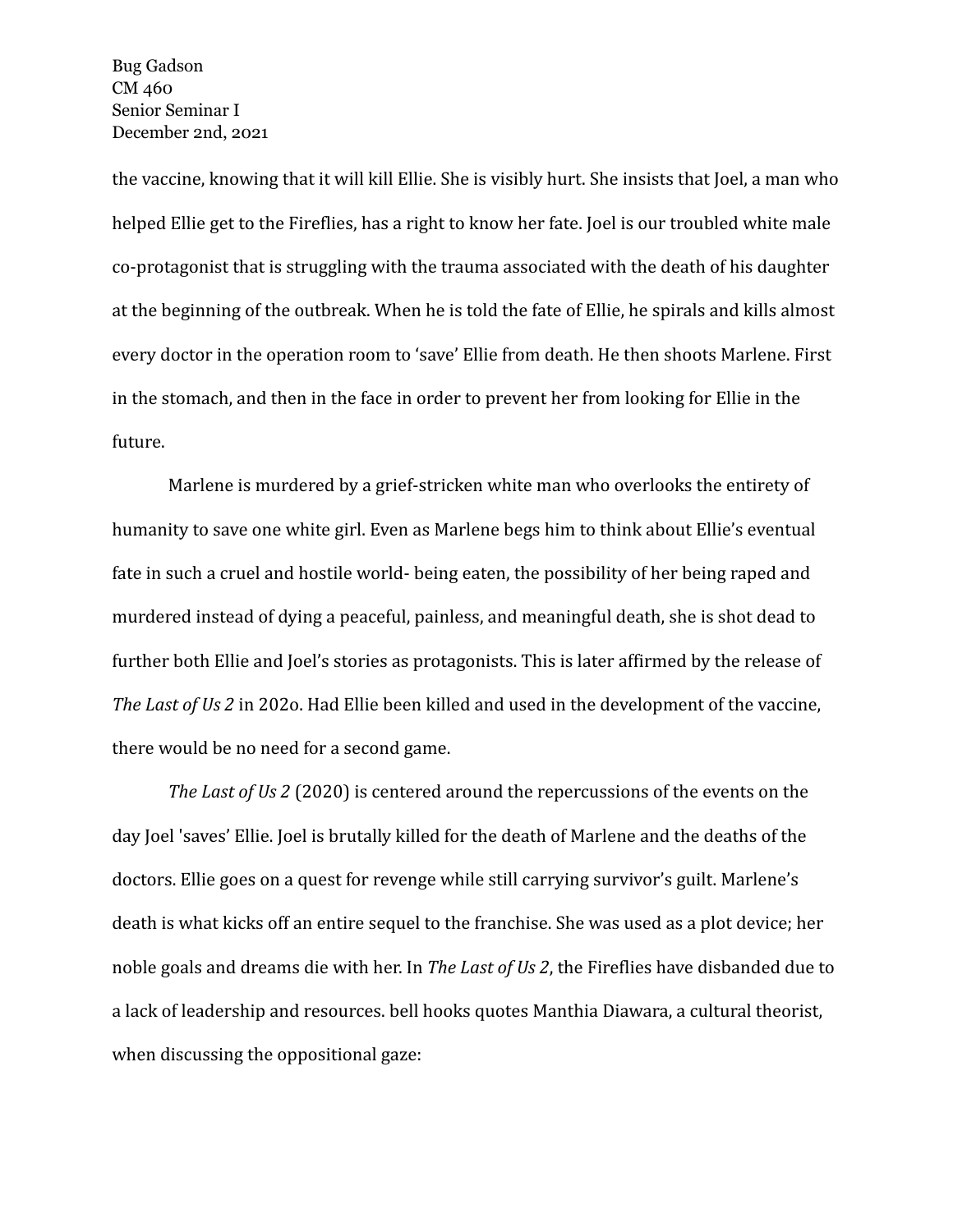the vaccine, knowing that it will kill Ellie. She is visibly hurt. She insists that Joel, a man who helped Ellie get to the Fireflies, has a right to know her fate. Joel is our troubled white male co-protagonist that is struggling with the trauma associated with the death of his daughter at the beginning of the outbreak. When he is told the fate of Ellie, he spirals and kills almost every doctor in the operation room to 'save' Ellie from death. He then shoots Marlene. First in the stomach, and then in the face in order to prevent her from looking for Ellie in the future.

Marlene is murdered by a grief-stricken white man who overlooks the entirety of humanity to save one white girl. Even as Marlene begs him to think about Ellie's eventual fate in such a cruel and hostile world- being eaten, the possibility of her being raped and murdered instead of dying a peaceful, painless, and meaningful death, she is shot dead to further both Ellie and Joel's stories as protagonists. This is later affirmed by the release of *The Last of Us 2* in 202o. Had Ellie been killed and used in the development of the vaccine, there would be no need for a second game.

*The Last of Us 2* (2020) is centered around the repercussions of the events on the day Joel 'saves' Ellie. Joel is brutally killed for the death of Marlene and the deaths of the doctors. Ellie goes on a quest for revenge while still carrying survivor's guilt. Marlene's death is what kicks off an entire sequel to the franchise. She was used as a plot device; her noble goals and dreams die with her. In *The Last of Us 2*, the Fireflies have disbanded due to a lack of leadership and resources. bell hooks quotes Manthia Diawara, a cultural theorist, when discussing the oppositional gaze: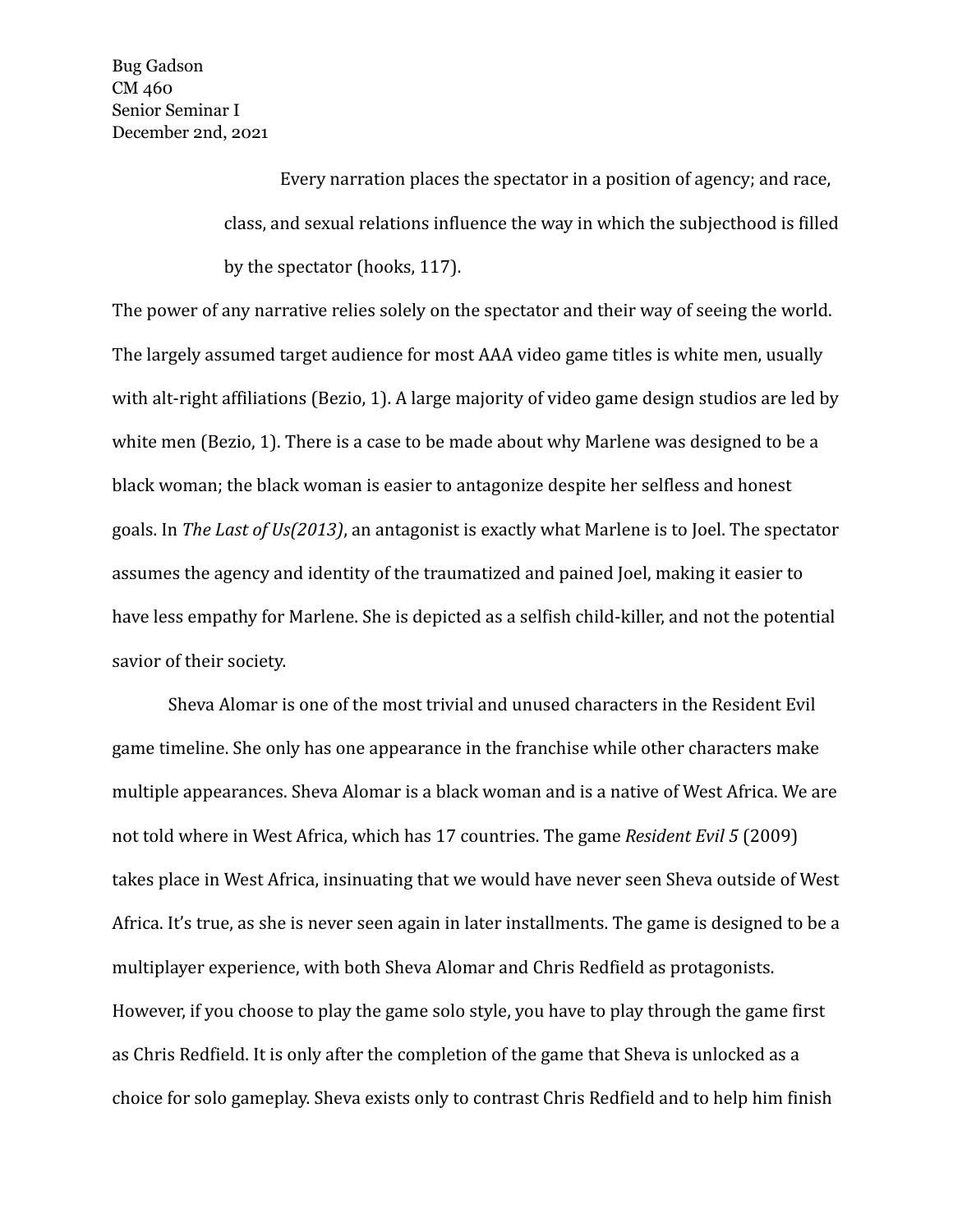Bug Gadson
CM 460
Senior Seminar I
December 2nd, 2021

> Every narration places the spectator in a position of agency; and race, class, and sexual relations influence the way in which the subjecthood is filled by the spectator (hooks, 117).

The power of any narrative relies solely on the spectator and their way of seeing the world. The largely assumed target audience for most AAA video game titles is white men, usually with alt-right affiliations (Bezio, 1). A large majority of video game design studios are led by white men (Bezio, 1). There is a case to be made about why Marlene was designed to be a black woman; the black woman is easier to antagonize despite her selfless and honest goals. In *The Last of Us(2013)*, an antagonist is exactly what Marlene is to Joel. The spectator assumes the agency and identity of the traumatized and pained Joel, making it easier to have less empathy for Marlene. She is depicted as a selfish child-killer, and not the potential savior of their society.

Sheva Alomar is one of the most trivial and unused characters in the Resident Evil game timeline. She only has one appearance in the franchise while other characters make multiple appearances. Sheva Alomar is a black woman and is a native of West Africa. We are not told where in West Africa, which has 17 countries. The game *Resident Evil 5* (2009) takes place in West Africa, insinuating that we would have never seen Sheva outside of West Africa. It's true, as she is never seen again in later installments. The game is designed to be a multiplayer experience, with both Sheva Alomar and Chris Redfield as protagonists. However, if you choose to play the game solo style, you have to play through the game first as Chris Redfield. It is only after the completion of the game that Sheva is unlocked as a choice for solo gameplay. Sheva exists only to contrast Chris Redfield and to help him finish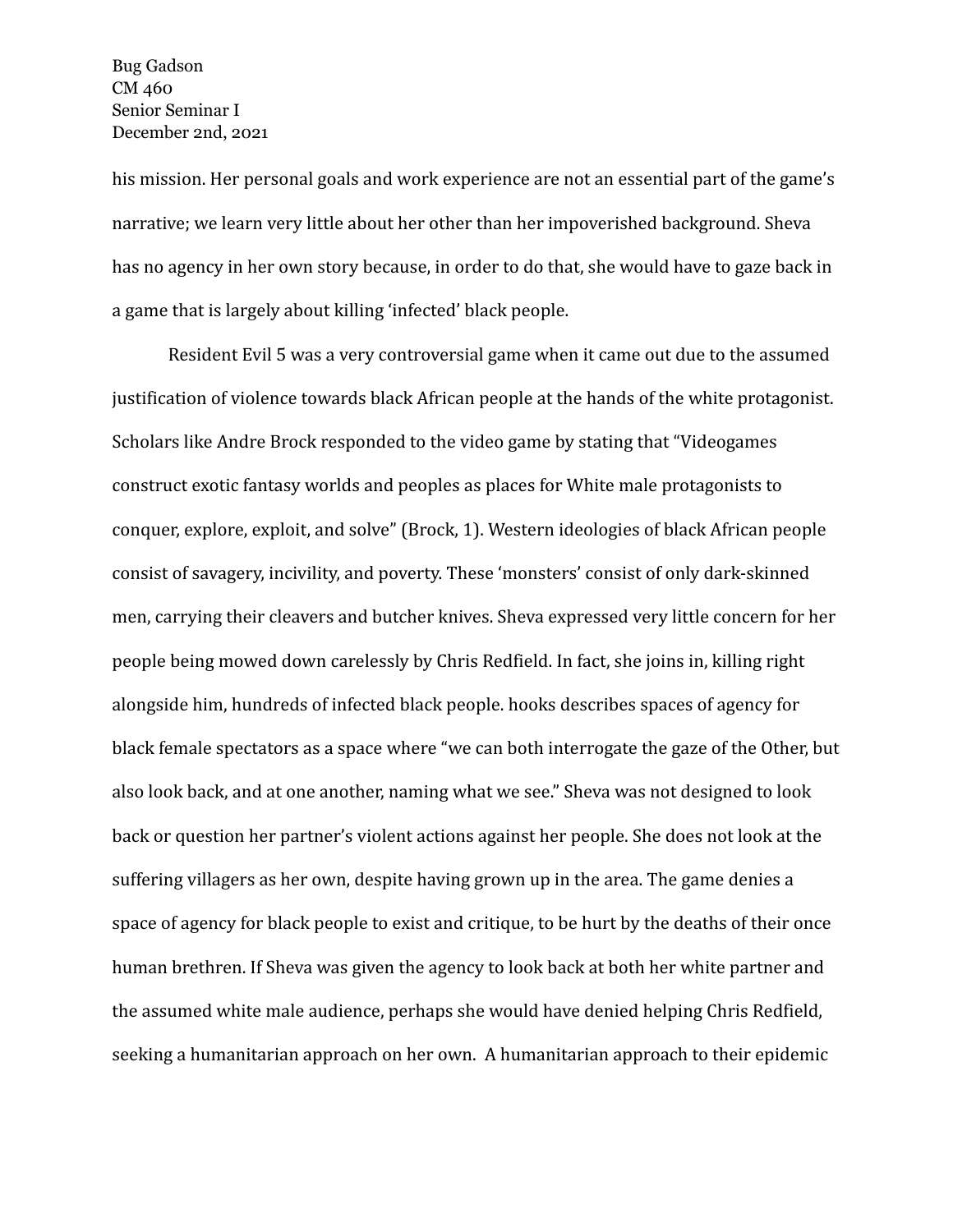his mission. Her personal goals and work experience are not an essential part of the game's narrative; we learn very little about her other than her impoverished background. Sheva has no agency in her own story because, in order to do that, she would have to gaze back in a game that is largely about killing 'infected' black people.

Resident Evil 5 was a very controversial game when it came out due to the assumed justification of violence towards black African people at the hands of the white protagonist. Scholars like Andre Brock responded to the video game by stating that "Videogames construct exotic fantasy worlds and peoples as places for White male protagonists to conquer, explore, exploit, and solve" (Brock, 1). Western ideologies of black African people consist of savagery, incivility, and poverty. These 'monsters' consist of only dark-skinned men, carrying their cleavers and butcher knives. Sheva expressed very little concern for her people being mowed down carelessly by Chris Redfield. In fact, she joins in, killing right alongside him, hundreds of infected black people. hooks describes spaces of agency for black female spectators as a space where "we can both interrogate the gaze of the Other, but also look back, and at one another, naming what we see." Sheva was not designed to look back or question her partner's violent actions against her people. She does not look at the suffering villagers as her own, despite having grown up in the area. The game denies a space of agency for black people to exist and critique, to be hurt by the deaths of their once human brethren. If Sheva was given the agency to look back at both her white partner and the assumed white male audience, perhaps she would have denied helping Chris Redfield, seeking a humanitarian approach on her own. A humanitarian approach to their epidemic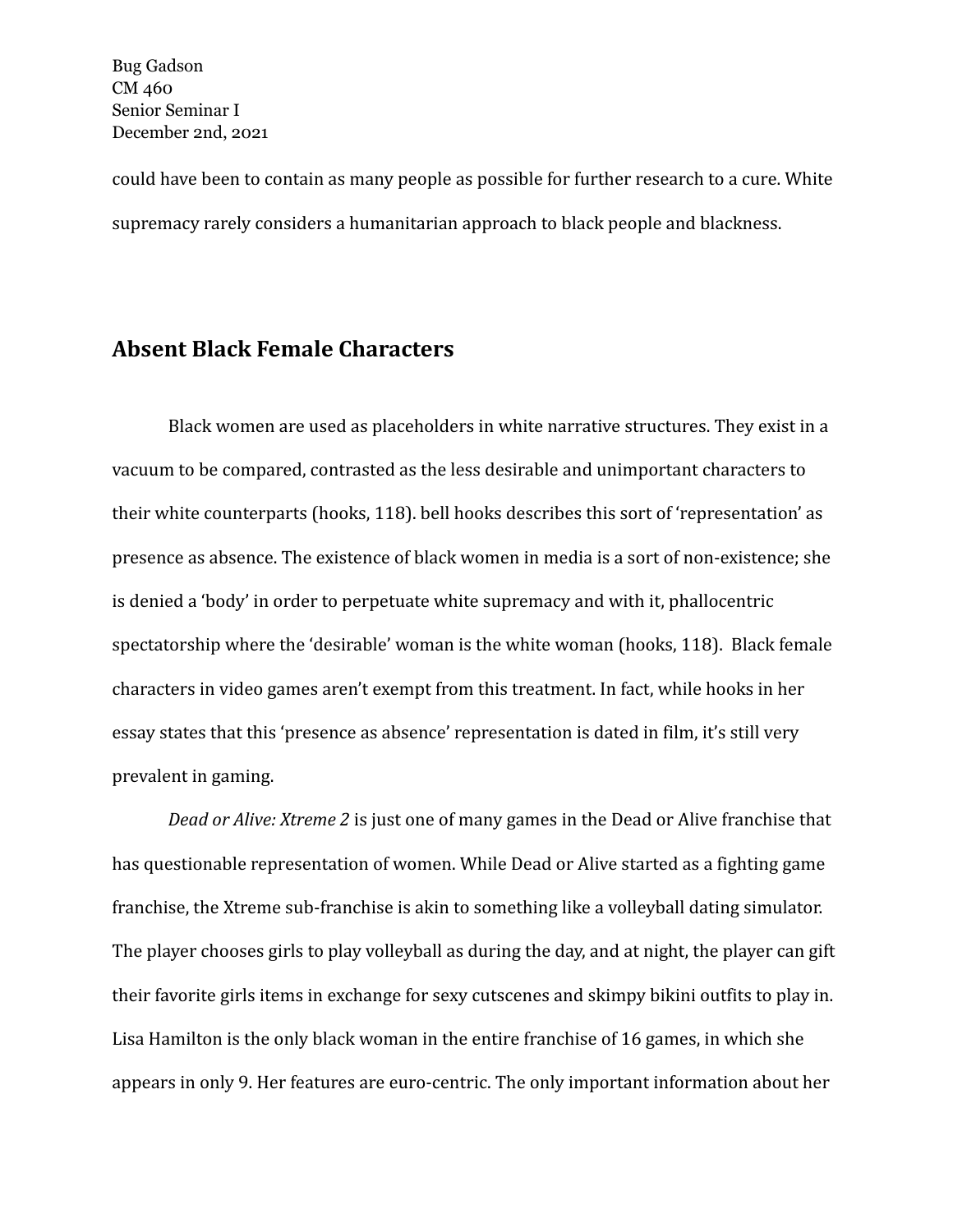could have been to contain as many people as possible for further research to a cure. White supremacy rarely considers a humanitarian approach to black people and blackness.

## Absent Black Female Characters

Black women are used as placeholders in white narrative structures. They exist in a vacuum to be compared, contrasted as the less desirable and unimportant characters to their white counterparts (hooks, 118). bell hooks describes this sort of 'representation' as presence as absence. The existence of black women in media is a sort of non-existence; she is denied a 'body' in order to perpetuate white supremacy and with it, phallocentric spectatorship where the 'desirable' woman is the white woman (hooks, 118). Black female characters in video games aren't exempt from this treatment. In fact, while hooks in her essay states that this 'presence as absence' representation is dated in film, it's still very prevalent in gaming.

*Dead or Alive: Xtreme 2* is just one of many games in the Dead or Alive franchise that has questionable representation of women. While Dead or Alive started as a fighting game franchise, the Xtreme sub-franchise is akin to something like a volleyball dating simulator. The player chooses girls to play volleyball as during the day, and at night, the player can gift their favorite girls items in exchange for sexy cutscenes and skimpy bikini outfits to play in. Lisa Hamilton is the only black woman in the entire franchise of 16 games, in which she appears in only 9. Her features are euro-centric. The only important information about her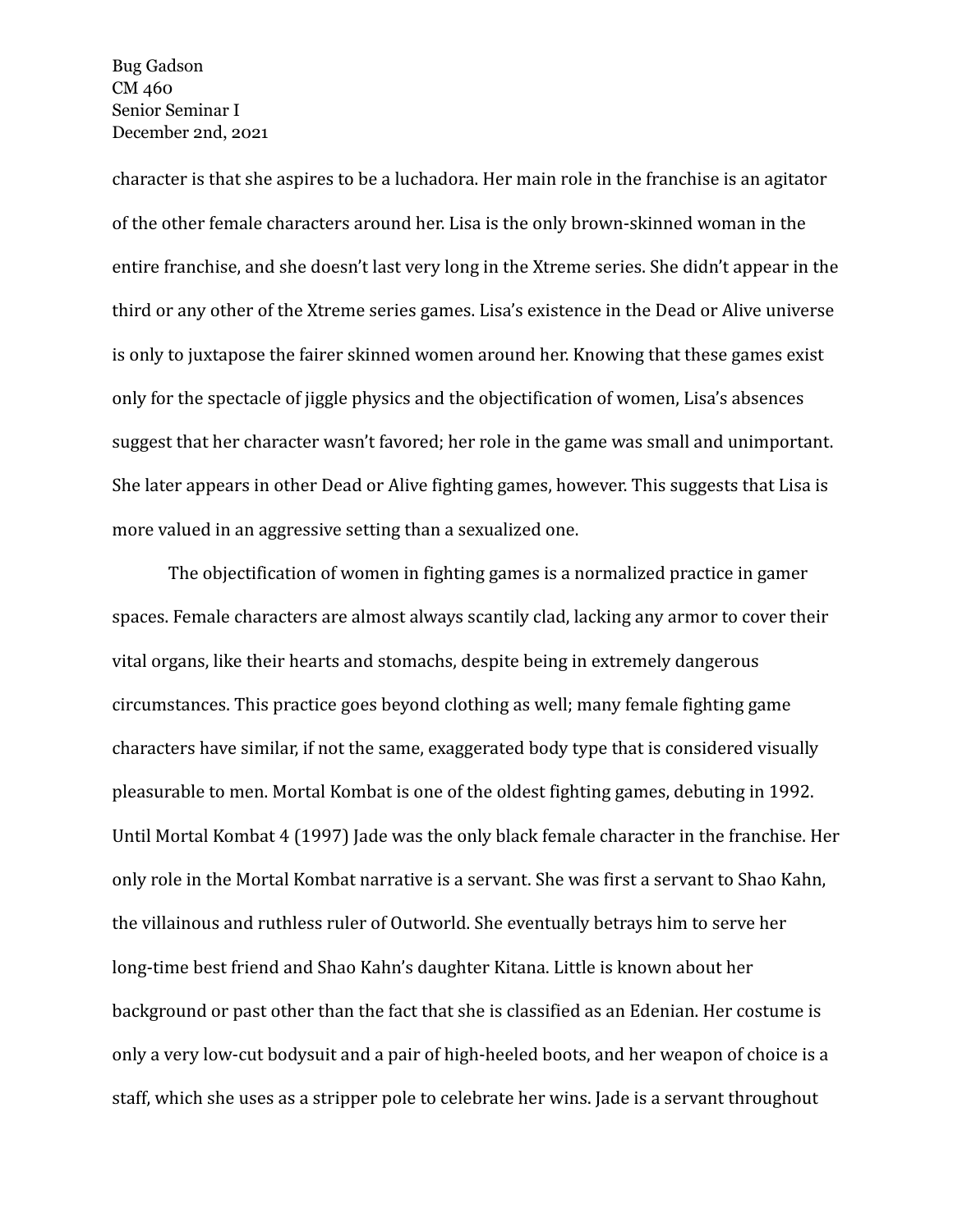character is that she aspires to be a luchadora. Her main role in the franchise is an agitator of the other female characters around her. Lisa is the only brown-skinned woman in the entire franchise, and she doesn't last very long in the Xtreme series. She didn't appear in the third or any other of the Xtreme series games. Lisa's existence in the Dead or Alive universe is only to juxtapose the fairer skinned women around her. Knowing that these games exist only for the spectacle of jiggle physics and the objectification of women, Lisa's absences suggest that her character wasn't favored; her role in the game was small and unimportant. She later appears in other Dead or Alive fighting games, however. This suggests that Lisa is more valued in an aggressive setting than a sexualized one.

The objectification of women in fighting games is a normalized practice in gamer spaces. Female characters are almost always scantily clad, lacking any armor to cover their vital organs, like their hearts and stomachs, despite being in extremely dangerous circumstances. This practice goes beyond clothing as well; many female fighting game characters have similar, if not the same, exaggerated body type that is considered visually pleasurable to men. Mortal Kombat is one of the oldest fighting games, debuting in 1992. Until Mortal Kombat 4 (1997) Jade was the only black female character in the franchise. Her only role in the Mortal Kombat narrative is a servant. She was first a servant to Shao Kahn, the villainous and ruthless ruler of Outworld. She eventually betrays him to serve her long-time best friend and Shao Kahn's daughter Kitana. Little is known about her background or past other than the fact that she is classified as an Edenian. Her costume is only a very low-cut bodysuit and a pair of high-heeled boots, and her weapon of choice is a staff, which she uses as a stripper pole to celebrate her wins. Jade is a servant throughout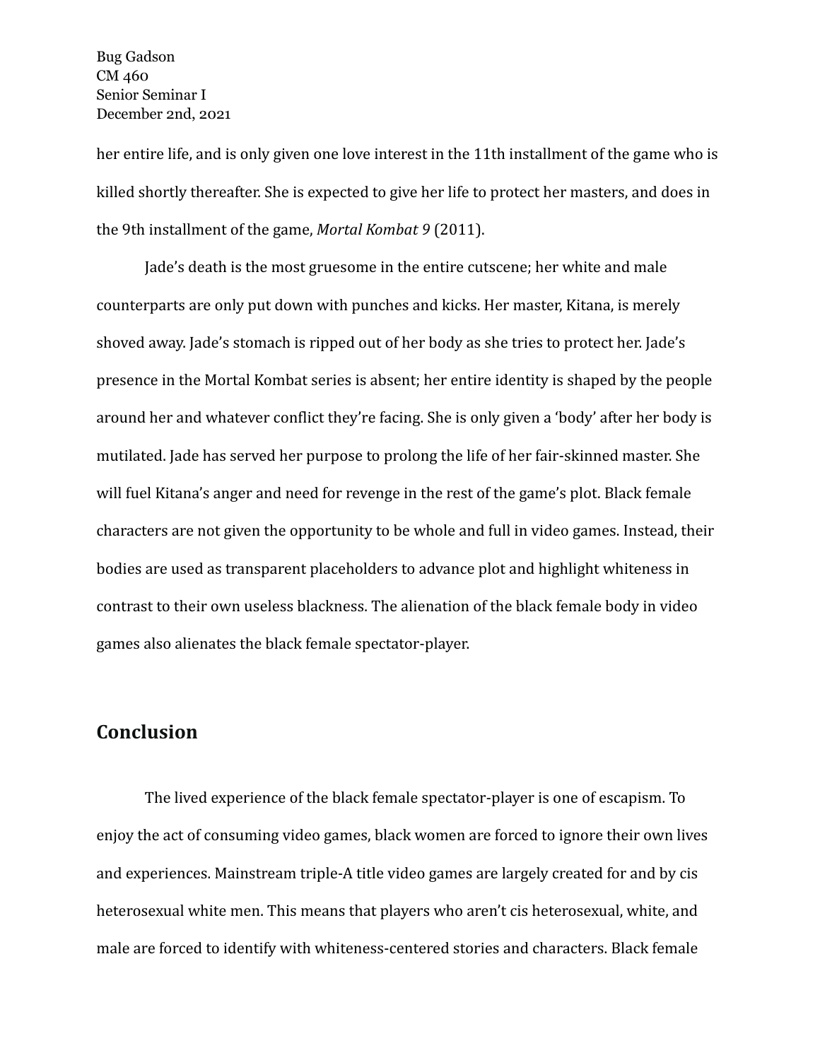her entire life, and is only given one love interest in the 11th installment of the game who is killed shortly thereafter. She is expected to give her life to protect her masters, and does in the 9th installment of the game, *Mortal Kombat 9* (2011).

Jade's death is the most gruesome in the entire cutscene; her white and male counterparts are only put down with punches and kicks. Her master, Kitana, is merely shoved away. Jade's stomach is ripped out of her body as she tries to protect her. Jade's presence in the Mortal Kombat series is absent; her entire identity is shaped by the people around her and whatever conflict they're facing. She is only given a 'body' after her body is mutilated. Jade has served her purpose to prolong the life of her fair-skinned master. She will fuel Kitana's anger and need for revenge in the rest of the game's plot. Black female characters are not given the opportunity to be whole and full in video games. Instead, their bodies are used as transparent placeholders to advance plot and highlight whiteness in contrast to their own useless blackness. The alienation of the black female body in video games also alienates the black female spectator-player.

## Conclusion

The lived experience of the black female spectator-player is one of escapism. To enjoy the act of consuming video games, black women are forced to ignore their own lives and experiences. Mainstream triple-A title video games are largely created for and by cis heterosexual white men. This means that players who aren't cis heterosexual, white, and male are forced to identify with whiteness-centered stories and characters. Black female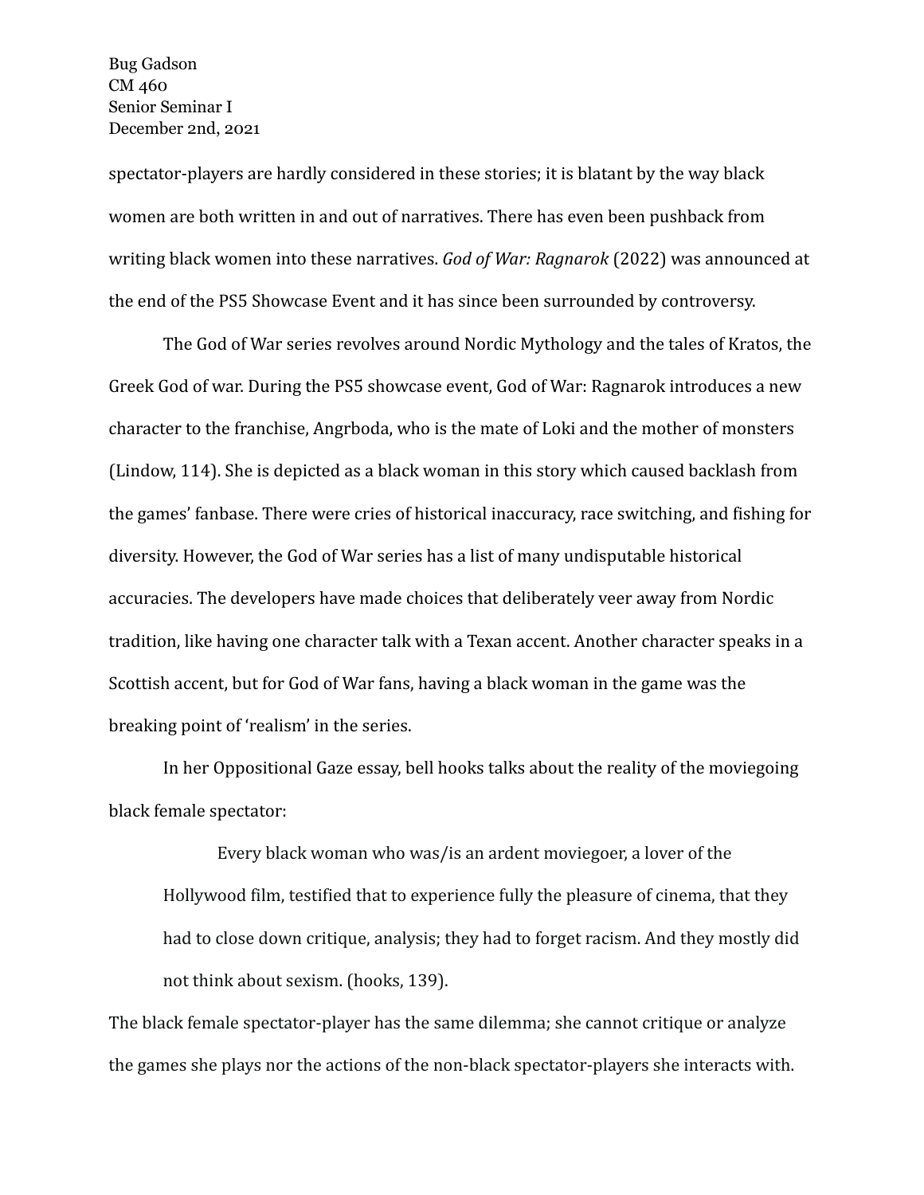Bug Gadson
CM 460
Senior Seminar I
December 2nd, 2021

spectator-players are hardly considered in these stories; it is blatant by the way black women are both written in and out of narratives. There has even been pushback from writing black women into these narratives. *God of War: Ragnarok* (2022) was announced at the end of the PS5 Showcase Event and it has since been surrounded by controversy.

The God of War series revolves around Nordic Mythology and the tales of Kratos, the Greek God of war. During the PS5 showcase event, God of War: Ragnarok introduces a new character to the franchise, Angrboda, who is the mate of Loki and the mother of monsters (Lindow, 114). She is depicted as a black woman in this story which caused backlash from the games' fanbase. There were cries of historical inaccuracy, race switching, and fishing for diversity. However, the God of War series has a list of many undisputable historical accuracies. The developers have made choices that deliberately veer away from Nordic tradition, like having one character talk with a Texan accent. Another character speaks in a Scottish accent, but for God of War fans, having a black woman in the game was the breaking point of 'realism' in the series.

In her Oppositional Gaze essay, bell hooks talks about the reality of the moviegoing black female spectator:

> Every black woman who was/is an ardent moviegoer, a lover of the Hollywood film, testified that to experience fully the pleasure of cinema, that they had to close down critique, analysis; they had to forget racism. And they mostly did not think about sexism. (hooks, 139).

The black female spectator-player has the same dilemma; she cannot critique or analyze the games she plays nor the actions of the non-black spectator-players she interacts with.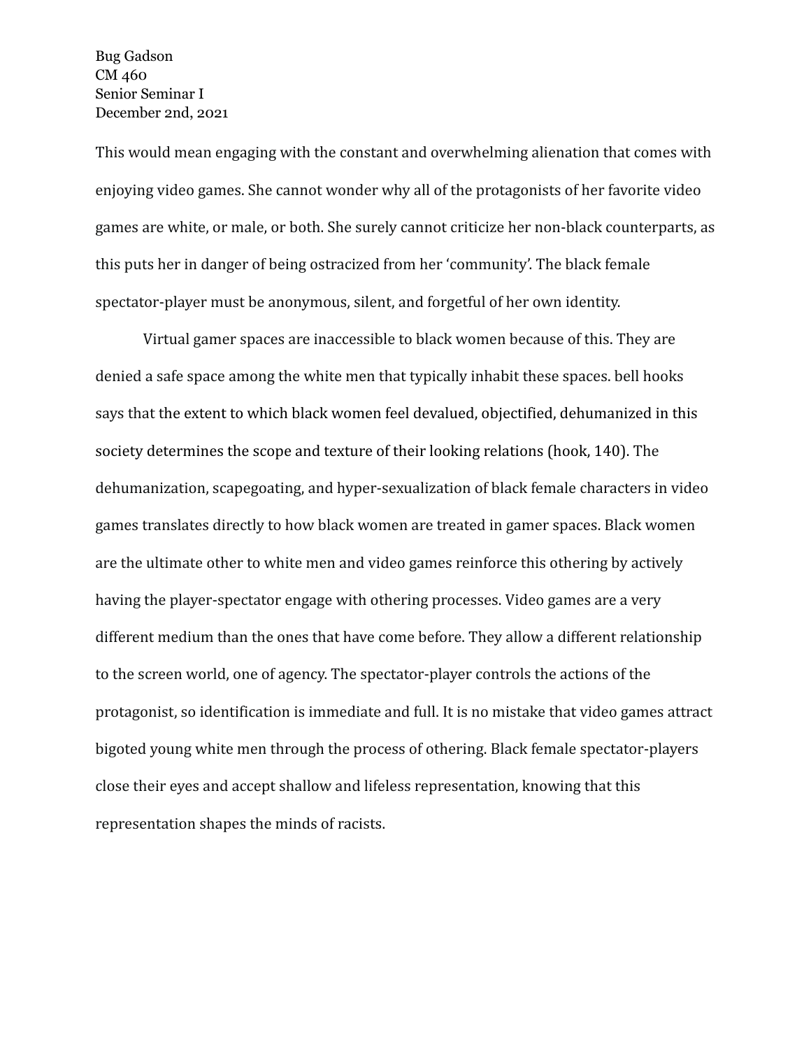This would mean engaging with the constant and overwhelming alienation that comes with enjoying video games. She cannot wonder why all of the protagonists of her favorite video games are white, or male, or both. She surely cannot criticize her non-black counterparts, as this puts her in danger of being ostracized from her 'community'. The black female spectator-player must be anonymous, silent, and forgetful of her own identity.

Virtual gamer spaces are inaccessible to black women because of this. They are denied a safe space among the white men that typically inhabit these spaces. bell hooks says that the extent to which black women feel devalued, objectified, dehumanized in this society determines the scope and texture of their looking relations (hook, 140). The dehumanization, scapegoating, and hyper-sexualization of black female characters in video games translates directly to how black women are treated in gamer spaces. Black women are the ultimate other to white men and video games reinforce this othering by actively having the player-spectator engage with othering processes. Video games are a very different medium than the ones that have come before. They allow a different relationship to the screen world, one of agency. The spectator-player controls the actions of the protagonist, so identification is immediate and full. It is no mistake that video games attract bigoted young white men through the process of othering. Black female spectator-players close their eyes and accept shallow and lifeless representation, knowing that this representation shapes the minds of racists.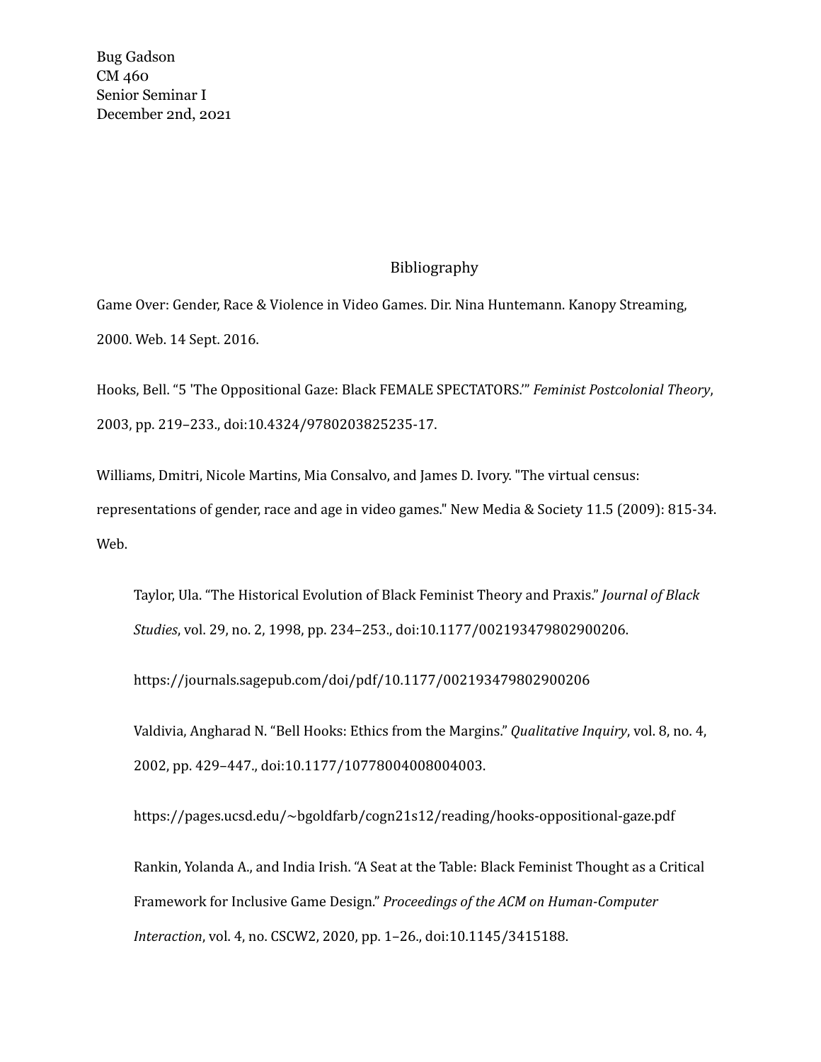Bug Gadson
CM 460
Senior Seminar I
December 2nd, 2021

## Bibliography

Game Over: Gender, Race & Violence in Video Games. Dir. Nina Huntemann. Kanopy Streaming, 2000. Web. 14 Sept. 2016.

Hooks, Bell. "5 'The Oppositional Gaze: Black FEMALE SPECTATORS.'" *Feminist Postcolonial Theory*, 2003, pp. 219–233., doi:10.4324/9780203825235-17.

Williams, Dmitri, Nicole Martins, Mia Consalvo, and James D. Ivory. "The virtual census: representations of gender, race and age in video games." New Media & Society 11.5 (2009): 815-34. Web.

Taylor, Ula. "The Historical Evolution of Black Feminist Theory and Praxis." *Journal of Black Studies*, vol. 29, no. 2, 1998, pp. 234–253., doi:10.1177/002193479802900206.

https://journals.sagepub.com/doi/pdf/10.1177/002193479802900206

Valdivia, Angharad N. "Bell Hooks: Ethics from the Margins." *Qualitative Inquiry*, vol. 8, no. 4, 2002, pp. 429–447., doi:10.1177/10778004008004003.

https://pages.ucsd.edu/~bgoldfarb/cogn21s12/reading/hooks-oppositional-gaze.pdf

Rankin, Yolanda A., and India Irish. "A Seat at the Table: Black Feminist Thought as a Critical Framework for Inclusive Game Design." *Proceedings of the ACM on Human-Computer Interaction*, vol. 4, no. CSCW2, 2020, pp. 1–26., doi:10.1145/3415188.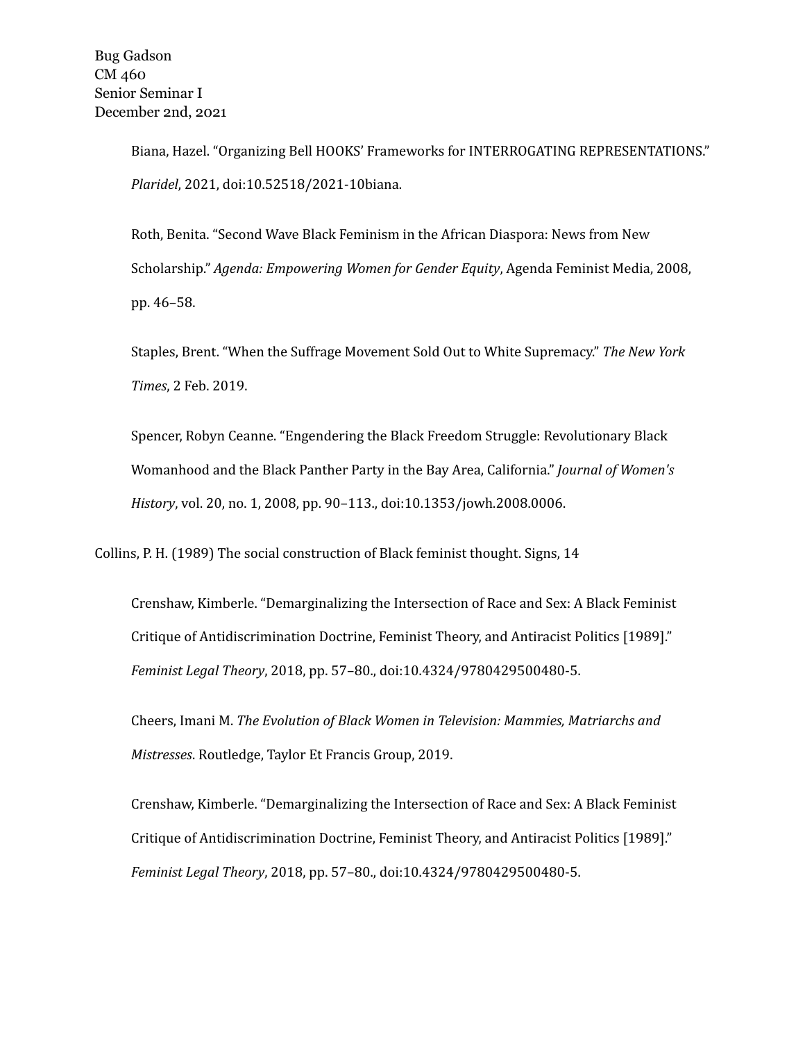Bug Gadson
CM 460
Senior Seminar I
December 2nd, 2021

Biana, Hazel. "Organizing Bell HOOKS' Frameworks for INTERROGATING REPRESENTATIONS." *Plaridel*, 2021, doi:10.52518/2021-10biana.

Roth, Benita. "Second Wave Black Feminism in the African Diaspora: News from New Scholarship." *Agenda: Empowering Women for Gender Equity*, Agenda Feminist Media, 2008, pp. 46–58.

Staples, Brent. "When the Suffrage Movement Sold Out to White Supremacy." *The New York Times*, 2 Feb. 2019.

Spencer, Robyn Ceanne. "Engendering the Black Freedom Struggle: Revolutionary Black Womanhood and the Black Panther Party in the Bay Area, California." *Journal of Women's History*, vol. 20, no. 1, 2008, pp. 90–113., doi:10.1353/jowh.2008.0006.

Collins, P. H. (1989) The social construction of Black feminist thought. Signs, 14

Crenshaw, Kimberle. "Demarginalizing the Intersection of Race and Sex: A Black Feminist Critique of Antidiscrimination Doctrine, Feminist Theory, and Antiracist Politics [1989]." *Feminist Legal Theory*, 2018, pp. 57–80., doi:10.4324/9780429500480-5.

Cheers, Imani M. *The Evolution of Black Women in Television: Mammies, Matriarchs and Mistresses*. Routledge, Taylor Et Francis Group, 2019.

Crenshaw, Kimberle. "Demarginalizing the Intersection of Race and Sex: A Black Feminist Critique of Antidiscrimination Doctrine, Feminist Theory, and Antiracist Politics [1989]." *Feminist Legal Theory*, 2018, pp. 57–80., doi:10.4324/9780429500480-5.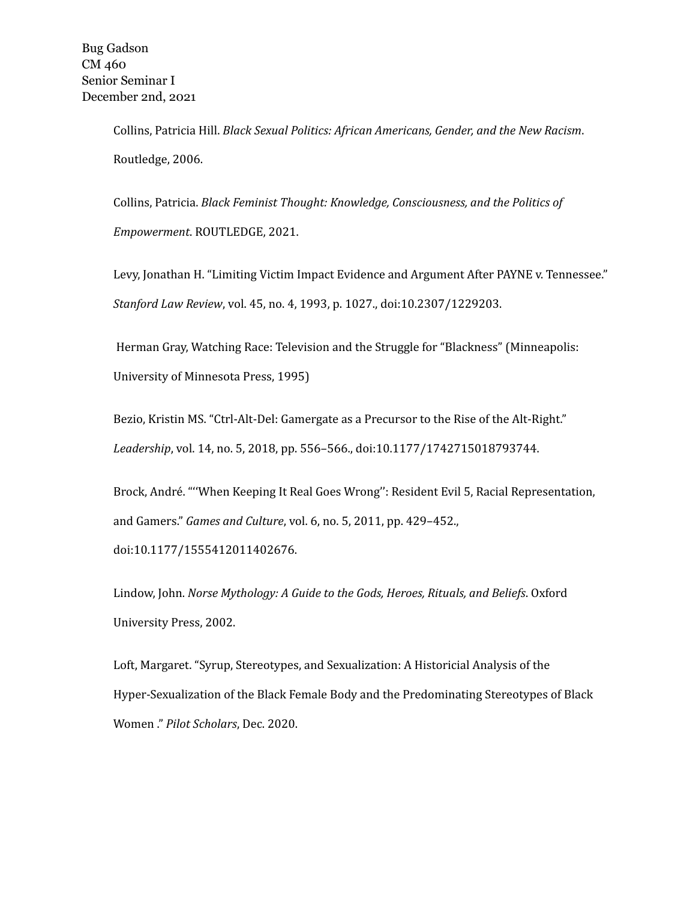Bug Gadson
CM 460
Senior Seminar I
December 2nd, 2021

Collins, Patricia Hill. *Black Sexual Politics: African Americans, Gender, and the New Racism*. Routledge, 2006.

Collins, Patricia. *Black Feminist Thought: Knowledge, Consciousness, and the Politics of Empowerment*. ROUTLEDGE, 2021.

Levy, Jonathan H. "Limiting Victim Impact Evidence and Argument After PAYNE v. Tennessee." *Stanford Law Review*, vol. 45, no. 4, 1993, p. 1027., doi:10.2307/1229203.

Herman Gray, Watching Race: Television and the Struggle for "Blackness" (Minneapolis: University of Minnesota Press, 1995)

Bezio, Kristin MS. "Ctrl-Alt-Del: Gamergate as a Precursor to the Rise of the Alt-Right." *Leadership*, vol. 14, no. 5, 2018, pp. 556–566., doi:10.1177/1742715018793744.

Brock, André. "''When Keeping It Real Goes Wrong'': Resident Evil 5, Racial Representation, and Gamers." *Games and Culture*, vol. 6, no. 5, 2011, pp. 429–452., doi:10.1177/1555412011402676.

Lindow, John. *Norse Mythology: A Guide to the Gods, Heroes, Rituals, and Beliefs*. Oxford University Press, 2002.

Loft, Margaret. "Syrup, Stereotypes, and Sexualization: A Historicial Analysis of the Hyper-Sexualization of the Black Female Body and the Predominating Stereotypes of Black Women ." *Pilot Scholars*, Dec. 2020.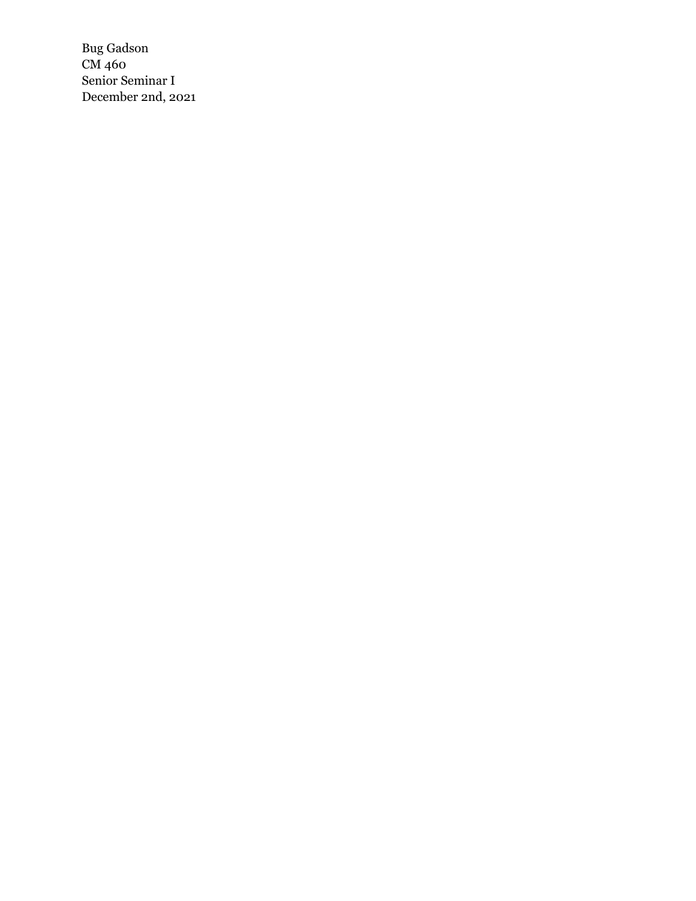Bug Gadson
CM 460
Senior Seminar I
December 2nd, 2021